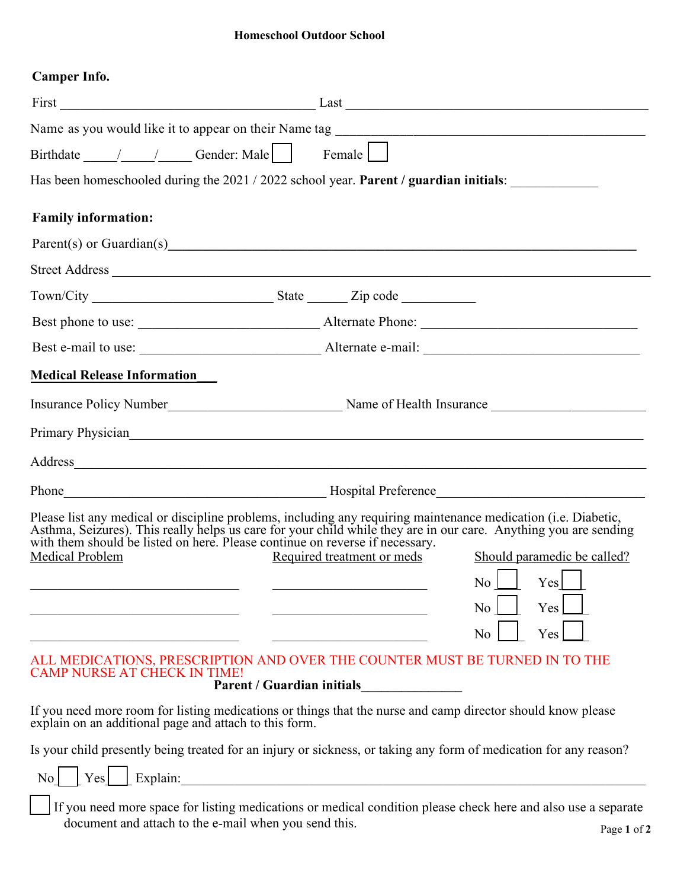# Homeschool Outdoor School

**Camper Info.**

First ________________________________________ Last ________________________________________________

Name as you would like it to appear on their Name tag ________________________________________________

Birthdate _____/_____/_____ Gender: Male ☐ Female ☐

Has been homeschooled during the 2021 / 2022 school year. **Parent / guardian initials**: _____________

**Family information:**

Parent(s) or Guardian(s)________________________________________________________________________

Street Address ____________________________________________________________________________

Town/City ___________________________ State ______ Zip code ___________

Best phone to use: ___________________________ Alternate Phone: _________________________________

Best e-mail to use: ___________________________ Alternate e-mail: _________________________________

**Medical Release Information**

Insurance Policy Number___________________________ Name of Health Insurance ________________________

Primary Physician___________________________________________________________________________

Address_________________________________________________________________________________

Phone________________________________________ Hospital Preference_________________________________

Please list any medical or discipline problems, including any requiring maintenance medication (i.e. Diabetic, Asthma, Seizures). This really helps us care for your child while they are in our care. Anything you are sending with them should be listed on here. Please continue on reverse if necessary.

| Medical Problem | Required treatment or meds | Should paramedic be called? |
|---|---|---|
| ________________________________ | ________________________ | No ☐ Yes ☐ |
| ________________________________ | ________________________ | No ☐ Yes ☐ |
| ________________________________ | ________________________ | No ☐ Yes ☐ |

ALL MEDICATIONS, PRESCRIPTION AND OVER THE COUNTER MUST BE TURNED IN TO THE CAMP NURSE AT CHECK IN TIME!

**Parent / Guardian initials**_______________

If you need more room for listing medications or things that the nurse and camp director should know please explain on an additional page and attach to this form.

Is your child presently being treated for an injury or sickness, or taking any form of medication for any reason?

No ☐ Yes ☐ Explain:_______________________________________________________________________

☐ If you need more space for listing medications or medical condition please check here and also use a separate document and attach to the e-mail when you send this.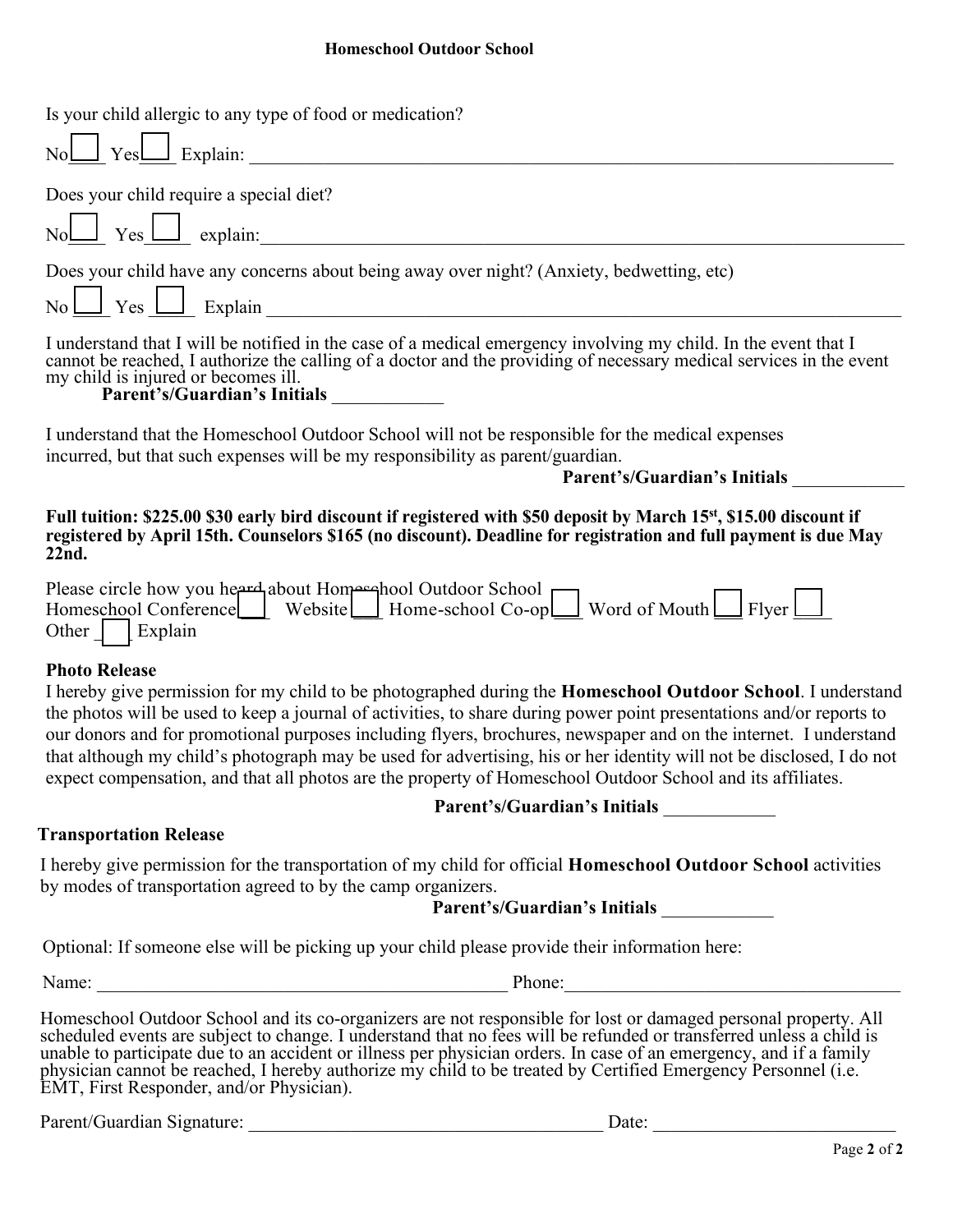Is your child allergic to any type of food or medication?

No____ Yes____ Explain: ______________________________________________________________________

Does your child require a special diet?

No____ Yes ____ explain:______________________________________________________________________

Does your child have any concerns about being away over night? (Anxiety, bedwetting, etc)

No ____ Yes ____ Explain ______________________________________________________________________

I understand that I will be notified in the case of a medical emergency involving my child. In the event that I cannot be reached, I authorize the calling of a doctor and the providing of necessary medical services in the event my child is injured or becomes ill.

**Parent's/Guardian's Initials** ____________

I understand that the Homeschool Outdoor School will not be responsible for the medical expenses incurred, but that such expenses will be my responsibility as parent/guardian.

**Parent's/Guardian's Initials** ____________

**Full tuition: $225.00 $30 early bird discount if registered with $50 deposit by March 15st, $15.00 discount if registered by April 15th. Counselors $165 (no discount). Deadline for registration and full payment is due May 22nd.**

Please circle how you heard about Homeschool Outdoor School
Homeschool Conference___ Website___ Home-school Co-op___ Word of Mouth ___ Flyer ___
Other ___ Explain

**Photo Release**

I hereby give permission for my child to be photographed during the **Homeschool Outdoor School**. I understand the photos will be used to keep a journal of activities, to share during power point presentations and/or reports to our donors and for promotional purposes including flyers, brochures, newspaper and on the internet. I understand that although my child's photograph may be used for advertising, his or her identity will not be disclosed, I do not expect compensation, and that all photos are the property of Homeschool Outdoor School and its affiliates.

**Parent's/Guardian's Initials** ____________

**Transportation Release**

I hereby give permission for the transportation of my child for official **Homeschool Outdoor School** activities by modes of transportation agreed to by the camp organizers.

**Parent's/Guardian's Initials** ____________

Optional: If someone else will be picking up your child please provide their information here:

Name: ______________________________________________ Phone:____________________________________

Homeschool Outdoor School and its co-organizers are not responsible for lost or damaged personal property. All scheduled events are subject to change. I understand that no fees will be refunded or transferred unless a child is unable to participate due to an accident or illness per physician orders. In case of an emergency, and if a family physician cannot be reached, I hereby authorize my child to be treated by Certified Emergency Personnel (i.e. EMT, First Responder, and/or Physician).

Parent/Guardian Signature: _______________________________________ Date: ___________________________